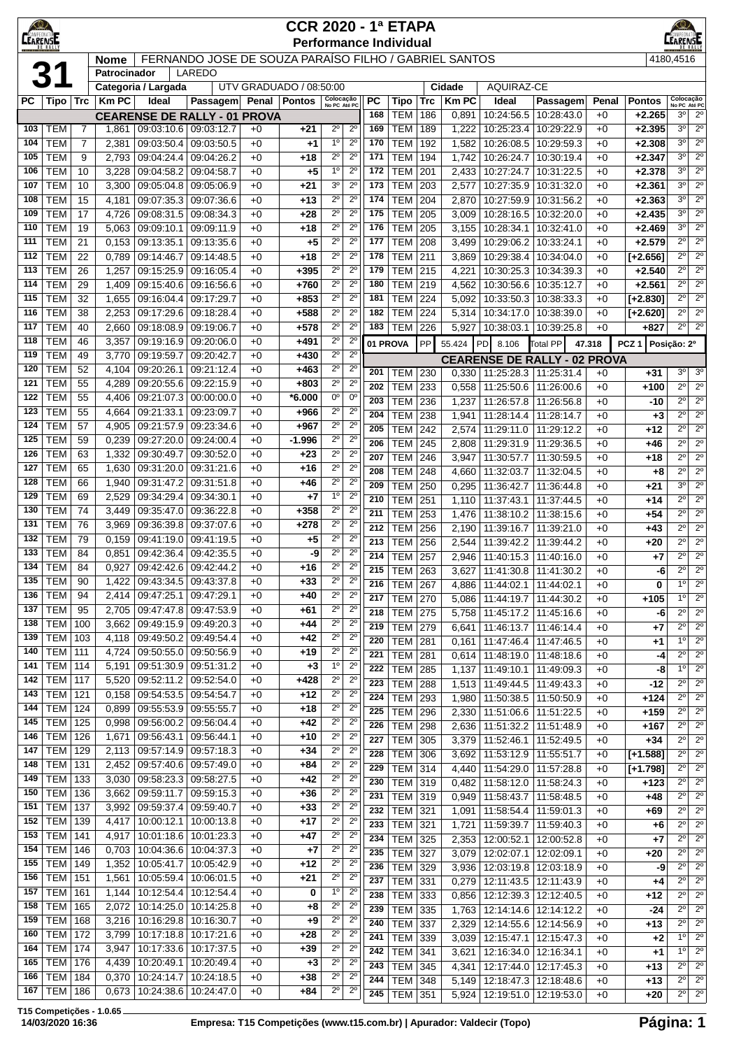# CCR 2020 - 1ª ETAPA

## Performance Individual

**31**

| Nome | FERNANDO JOSE DE SOUZA PARAÍSO FILHO / GABRIEL SANTOS | 4180,4516 |
|---|---|---|
| Patrocinador | LAREDO | |
| Categoria / Largada | UTV GRADUADO / 08:50:00 | |
| Cidade | AQUIRAZ-CE | |

### CEARENSE DE RALLY - 01 PROVA

| PC | Tipo | Trc | Km PC | Ideal | Passagem | Penal | Pontos | Colocação No PC | Colocação Até PC |
|---|---|---|---|---|---|---|---|---|---|
| 103 | TEM | 7 | 1,861 | 09:03:10.6 | 09:03:12.7 | +0 | +21 | 2º | 2º |
| 104 | TEM | 7 | 2,381 | 09:03:50.4 | 09:03:50.5 | +0 | +1 | 1º | 2º |
| 105 | TEM | 9 | 2,793 | 09:04:24.4 | 09:04:26.2 | +0 | +18 | 2º | 2º |
| 106 | TEM | 10 | 3,228 | 09:04:58.2 | 09:04:58.7 | +0 | +5 | 1º | 2º |
| 107 | TEM | 10 | 3,300 | 09:05:04.8 | 09:05:06.9 | +0 | +21 | 3º | 2º |
| 108 | TEM | 15 | 4,181 | 09:07:35.3 | 09:07:36.6 | +0 | +13 | 2º | 2º |
| 109 | TEM | 17 | 4,726 | 09:08:31.5 | 09:08:34.3 | +0 | +28 | 2º | 2º |
| 110 | TEM | 19 | 5,063 | 09:09:10.1 | 09:09:11.9 | +0 | +18 | 2º | 2º |
| 111 | TEM | 21 | 0,153 | 09:13:35.1 | 09:13:35.6 | +0 | +5 | 2º | 2º |
| 112 | TEM | 22 | 0,789 | 09:14:46.7 | 09:14:48.5 | +0 | +18 | 2º | 2º |
| 113 | TEM | 26 | 1,257 | 09:15:25.9 | 09:16:05.4 | +0 | +395 | 2º | 2º |
| 114 | TEM | 29 | 1,409 | 09:15:40.6 | 09:16:56.6 | +0 | +760 | 2º | 2º |
| 115 | TEM | 32 | 1,655 | 09:16:04.4 | 09:17:29.7 | +0 | +853 | 2º | 2º |
| 116 | TEM | 38 | 2,253 | 09:17:29.6 | 09:18:28.4 | +0 | +588 | 2º | 2º |
| 117 | TEM | 40 | 2,660 | 09:18:08.9 | 09:19:06.7 | +0 | +578 | 2º | 2º |
| 118 | TEM | 46 | 3,357 | 09:19:16.9 | 09:20:06.0 | +0 | +491 | 2º | 2º |
| 119 | TEM | 49 | 3,770 | 09:19:59.7 | 09:20:42.7 | +0 | +430 | 2º | 2º |
| 120 | TEM | 52 | 4,104 | 09:20:26.1 | 09:21:12.4 | +0 | +463 | 2º | 2º |
| 121 | TEM | 55 | 4,289 | 09:20:55.6 | 09:22:15.9 | +0 | +803 | 2º | 2º |
| 122 | TEM | 55 | 4,406 | 09:21:07.3 | 00:00:00.0 | +0 | *6.000 | 0º | 0º |
| 123 | TEM | 55 | 4,664 | 09:21:33.1 | 09:23:09.7 | +0 | +966 | 2º | 2º |
| 124 | TEM | 57 | 4,905 | 09:21:57.9 | 09:23:34.6 | +0 | +967 | 2º | 2º |
| 125 | TEM | 59 | 0,239 | 09:27:20.0 | 09:24:00.4 | +0 | -1.996 | 2º | 2º |
| 126 | TEM | 63 | 1,332 | 09:30:49.7 | 09:30:52.0 | +0 | +23 | 2º | 2º |
| 127 | TEM | 65 | 1,630 | 09:31:20.0 | 09:31:21.6 | +0 | +16 | 2º | 2º |
| 128 | TEM | 66 | 1,940 | 09:31:47.2 | 09:31:51.8 | +0 | +46 | 2º | 2º |
| 129 | TEM | 69 | 2,529 | 09:34:29.4 | 09:34:30.1 | +0 | +7 | 1º | 2º |
| 130 | TEM | 74 | 3,449 | 09:35:47.0 | 09:36:22.8 | +0 | +358 | 2º | 2º |
| 131 | TEM | 76 | 3,969 | 09:36:39.8 | 09:37:07.6 | +0 | +278 | 2º | 2º |
| 132 | TEM | 79 | 0,159 | 09:41:19.0 | 09:41:19.5 | +0 | +5 | 2º | 2º |
| 133 | TEM | 84 | 0,851 | 09:42:36.4 | 09:42:35.5 | +0 | -9 | 2º | 2º |
| 134 | TEM | 84 | 0,927 | 09:42:42.6 | 09:42:44.2 | +0 | +16 | 2º | 2º |
| 135 | TEM | 90 | 1,422 | 09:43:34.5 | 09:43:37.8 | +0 | +33 | 2º | 2º |
| 136 | TEM | 94 | 2,414 | 09:47:25.1 | 09:47:29.1 | +0 | +40 | 2º | 2º |
| 137 | TEM | 95 | 2,705 | 09:47:47.8 | 09:47:53.9 | +0 | +61 | 2º | 2º |
| 138 | TEM | 100 | 3,662 | 09:49:15.9 | 09:49:20.3 | +0 | +44 | 2º | 2º |
| 139 | TEM | 103 | 4,118 | 09:49:50.2 | 09:49:54.4 | +0 | +42 | 2º | 2º |
| 140 | TEM | 111 | 4,724 | 09:50:55.0 | 09:50:56.9 | +0 | +19 | 2º | 2º |
| 141 | TEM | 114 | 5,191 | 09:51:30.9 | 09:51:31.2 | +0 | +3 | 1º | 2º |
| 142 | TEM | 117 | 5,520 | 09:52:11.2 | 09:52:54.0 | +0 | +428 | 2º | 2º |
| 143 | TEM | 121 | 0,158 | 09:54:53.5 | 09:54:54.7 | +0 | +12 | 2º | 2º |
| 144 | TEM | 124 | 0,899 | 09:55:53.9 | 09:55:55.7 | +0 | +18 | 2º | 2º |
| 145 | TEM | 125 | 0,998 | 09:56:00.2 | 09:56:04.4 | +0 | +42 | 2º | 2º |
| 146 | TEM | 126 | 1,671 | 09:56:43.1 | 09:56:44.1 | +0 | +10 | 2º | 2º |
| 147 | TEM | 129 | 2,113 | 09:57:14.9 | 09:57:18.3 | +0 | +34 | 2º | 2º |
| 148 | TEM | 131 | 2,452 | 09:57:40.6 | 09:57:49.0 | +0 | +84 | 2º | 2º |
| 149 | TEM | 133 | 3,030 | 09:58:23.3 | 09:58:27.5 | +0 | +42 | 2º | 2º |
| 150 | TEM | 136 | 3,662 | 09:59:11.7 | 09:59:15.3 | +0 | +36 | 2º | 2º |
| 151 | TEM | 137 | 3,992 | 09:59:37.4 | 09:59:40.7 | +0 | +33 | 2º | 2º |
| 152 | TEM | 139 | 4,417 | 10:00:12.1 | 10:00:13.8 | +0 | +17 | 2º | 2º |
| 153 | TEM | 141 | 4,917 | 10:01:18.6 | 10:01:23.3 | +0 | +47 | 2º | 2º |
| 154 | TEM | 146 | 0,703 | 10:04:36.6 | 10:04:37.3 | +0 | +7 | 2º | 2º |
| 155 | TEM | 149 | 1,352 | 10:05:41.7 | 10:05:42.9 | +0 | +12 | 2º | 2º |
| 156 | TEM | 151 | 1,561 | 10:05:59.4 | 10:06:01.5 | +0 | +21 | 2º | 2º |
| 157 | TEM | 161 | 1,144 | 10:12:54.4 | 10:12:54.4 | +0 | 0 | 1º | 2º |
| 158 | TEM | 165 | 2,072 | 10:14:25.0 | 10:14:25.8 | +0 | +8 | 2º | 2º |
| 159 | TEM | 168 | 3,216 | 10:16:29.8 | 10:16:30.7 | +0 | +9 | 2º | 2º |
| 160 | TEM | 172 | 3,799 | 10:17:18.8 | 10:17:21.6 | +0 | +28 | 2º | 2º |
| 164 | TEM | 174 | 3,947 | 10:17:33.6 | 10:17:37.5 | +0 | +39 | 2º | 2º |
| 165 | TEM | 176 | 4,439 | 10:20:49.1 | 10:20:49.4 | +0 | +3 | 2º | 2º |
| 166 | TEM | 184 | 0,370 | 10:24:14.7 | 10:24:18.5 | +0 | +38 | 2º | 2º |
| 167 | TEM | 186 | 0,673 | 10:24:38.6 | 10:24:47.0 | +0 | +84 | 2º | 2º |
| 168 | TEM | 186 | 0,891 | 10:24:56.5 | 10:28:43.0 | +0 | +2.265 | 3º | 2º |
| 169 | TEM | 189 | 1,222 | 10:25:23.4 | 10:29:22.9 | +0 | +2.395 | 3º | 2º |
| 170 | TEM | 192 | 1,582 | 10:26:08.5 | 10:29:59.3 | +0 | +2.308 | 3º | 2º |
| 171 | TEM | 194 | 1,742 | 10:26:24.7 | 10:30:19.4 | +0 | +2.347 | 3º | 2º |
| 172 | TEM | 201 | 2,433 | 10:27:24.7 | 10:31:22.5 | +0 | +2.378 | 3º | 2º |
| 173 | TEM | 203 | 2,577 | 10:27:35.9 | 10:31:32.0 | +0 | +2.361 | 3º | 2º |
| 174 | TEM | 204 | 2,870 | 10:27:59.9 | 10:31:56.2 | +0 | +2.363 | 3º | 2º |
| 175 | TEM | 205 | 3,009 | 10:28:16.5 | 10:32:20.0 | +0 | +2.435 | 3º | 2º |
| 176 | TEM | 205 | 3,155 | 10:28:34.1 | 10:32:41.0 | +0 | +2.469 | 3º | 2º |
| 177 | TEM | 208 | 3,499 | 10:29:06.2 | 10:33:24.1 | +0 | +2.579 | 2º | 2º |
| 178 | TEM | 211 | 3,869 | 10:29:38.4 | 10:34:04.0 | +0 | [+2.656] | 2º | 2º |
| 179 | TEM | 215 | 4,221 | 10:30:25.3 | 10:34:39.3 | +0 | +2.540 | 2º | 2º |
| 180 | TEM | 219 | 4,562 | 10:30:56.6 | 10:35:12.7 | +0 | +2.561 | 2º | 2º |
| 181 | TEM | 224 | 5,092 | 10:33:50.3 | 10:38:33.3 | +0 | [+2.830] | 2º | 2º |
| 182 | TEM | 224 | 5,314 | 10:34:17.0 | 10:38:39.0 | +0 | [+2.620] | 2º | 2º |
| 183 | TEM | 226 | 5,927 | 10:38:03.1 | 10:39:25.8 | +0 | +827 | 2º | 2º |

| 01 PROVA | PP | 55.424 | PD | 8.106 | Total PP | 47.318 | PCZ 1 | Posição: 2º |
|---|---|---|---|---|---|---|---|---|

### CEARENSE DE RALLY - 02 PROVA

| PC | Tipo | Trc | Km PC | Ideal | Passagem | Penal | Pontos | Colocação No PC | Colocação Até PC |
|---|---|---|---|---|---|---|---|---|---|
| 201 | TEM | 230 | 0,330 | 11:25:28.3 | 11:25:31.4 | +0 | +31 | 3º | 3º |
| 202 | TEM | 233 | 0,558 | 11:25:50.6 | 11:26:00.6 | +0 | +100 | 2º | 2º |
| 203 | TEM | 236 | 1,237 | 11:26:57.8 | 11:26:56.8 | +0 | -10 | 2º | 2º |
| 204 | TEM | 238 | 1,941 | 11:28:14.4 | 11:28:14.7 | +0 | +3 | 2º | 2º |
| 205 | TEM | 242 | 2,574 | 11:29:11.0 | 11:29:12.2 | +0 | +12 | 2º | 2º |
| 206 | TEM | 245 | 2,808 | 11:29:31.9 | 11:29:36.5 | +0 | +46 | 2º | 2º |
| 207 | TEM | 246 | 3,947 | 11:30:57.7 | 11:30:59.5 | +0 | +18 | 2º | 2º |
| 208 | TEM | 248 | 4,660 | 11:32:03.7 | 11:32:04.5 | +0 | +8 | 2º | 2º |
| 209 | TEM | 250 | 0,295 | 11:36:42.7 | 11:36:44.8 | +0 | +21 | 3º | 2º |
| 210 | TEM | 251 | 1,110 | 11:37:43.1 | 11:37:44.5 | +0 | +14 | 2º | 2º |
| 211 | TEM | 253 | 1,476 | 11:38:10.2 | 11:38:15.6 | +0 | +54 | 2º | 2º |
| 212 | TEM | 256 | 2,190 | 11:39:16.7 | 11:39:21.0 | +0 | +43 | 2º | 2º |
| 213 | TEM | 256 | 2,544 | 11:39:42.2 | 11:39:44.2 | +0 | +20 | 2º | 2º |
| 214 | TEM | 257 | 2,946 | 11:40:15.3 | 11:40:16.0 | +0 | +7 | 2º | 2º |
| 215 | TEM | 263 | 3,627 | 11:41:30.8 | 11:41:30.2 | +0 | -6 | 2º | 2º |
| 216 | TEM | 267 | 4,886 | 11:44:02.1 | 11:44:02.1 | +0 | 0 | 1º | 2º |
| 217 | TEM | 270 | 5,086 | 11:44:19.7 | 11:44:30.2 | +0 | +105 | 1º | 2º |
| 218 | TEM | 275 | 5,758 | 11:45:17.2 | 11:45:16.6 | +0 | -6 | 2º | 2º |
| 219 | TEM | 279 | 6,641 | 11:46:13.7 | 11:46:14.4 | +0 | +7 | 2º | 2º |
| 220 | TEM | 281 | 0,161 | 11:47:46.4 | 11:47:46.5 | +0 | +1 | 1º | 2º |
| 221 | TEM | 281 | 0,614 | 11:48:19.0 | 11:48:18.6 | +0 | -4 | 2º | 2º |
| 222 | TEM | 285 | 1,137 | 11:49:10.1 | 11:49:09.3 | +0 | -8 | 1º | 2º |
| 223 | TEM | 288 | 1,513 | 11:49:44.5 | 11:49:43.3 | +0 | -12 | 2º | 2º |
| 224 | TEM | 293 | 1,980 | 11:50:38.5 | 11:50:50.9 | +0 | +124 | 2º | 2º |
| 225 | TEM | 296 | 2,330 | 11:51:06.6 | 11:51:22.5 | +0 | +159 | 2º | 2º |
| 226 | TEM | 298 | 2,636 | 11:51:32.2 | 11:51:48.9 | +0 | +167 | 2º | 2º |
| 227 | TEM | 305 | 3,379 | 11:52:46.1 | 11:52:49.5 | +0 | +34 | 2º | 2º |
| 228 | TEM | 306 | 3,692 | 11:53:12.9 | 11:55:51.7 | +0 | [+1.588] | 2º | 2º |
| 229 | TEM | 314 | 4,440 | 11:54:29.0 | 11:57:28.8 | +0 | [+1.798] | 2º | 2º |
| 230 | TEM | 319 | 0,482 | 11:58:12.0 | 11:58:24.3 | +0 | +123 | 2º | 2º |
| 231 | TEM | 319 | 0,949 | 11:58:43.7 | 11:58:48.5 | +0 | +48 | 2º | 2º |
| 232 | TEM | 321 | 1,091 | 11:58:54.4 | 11:59:01.3 | +0 | +69 | 2º | 2º |
| 233 | TEM | 321 | 1,721 | 11:59:39.7 | 11:59:40.3 | +0 | +6 | 2º | 2º |
| 234 | TEM | 325 | 2,353 | 12:00:52.1 | 12:00:52.8 | +0 | +7 | 2º | 2º |
| 235 | TEM | 327 | 3,079 | 12:02:07.1 | 12:02:09.1 | +0 | +20 | 2º | 2º |
| 236 | TEM | 329 | 3,936 | 12:03:19.8 | 12:03:18.9 | +0 | -9 | 2º | 2º |
| 237 | TEM | 331 | 0,279 | 12:11:43.5 | 12:11:43.9 | +0 | +4 | 2º | 2º |
| 238 | TEM | 333 | 0,856 | 12:12:39.3 | 12:12:40.5 | +0 | +12 | 2º | 2º |
| 239 | TEM | 335 | 1,763 | 12:14:14.6 | 12:14:12.2 | +0 | -24 | 2º | 2º |
| 240 | TEM | 337 | 2,329 | 12:14:55.6 | 12:14:56.9 | +0 | +13 | 2º | 2º |
| 241 | TEM | 339 | 3,039 | 12:15:47.1 | 12:15:47.3 | +0 | +2 | 1º | 2º |
| 242 | TEM | 341 | 3,621 | 12:16:34.0 | 12:16:34.1 | +0 | +1 | 1º | 2º |
| 243 | TEM | 345 | 4,341 | 12:17:44.0 | 12:17:45.3 | +0 | +13 | 2º | 2º |
| 244 | TEM | 348 | 5,149 | 12:18:47.3 | 12:18:48.6 | +0 | +13 | 2º | 2º |
| 245 | TEM | 351 | 5,924 | 12:19:51.0 | 12:19:53.0 | +0 | +20 | 2º | 2º |

T15 Competições - 1.0.65
14/03/2020 16:36 — Empresa: T15 Competições (www.t15.com.br) | Apurador: Valdecir (Topo)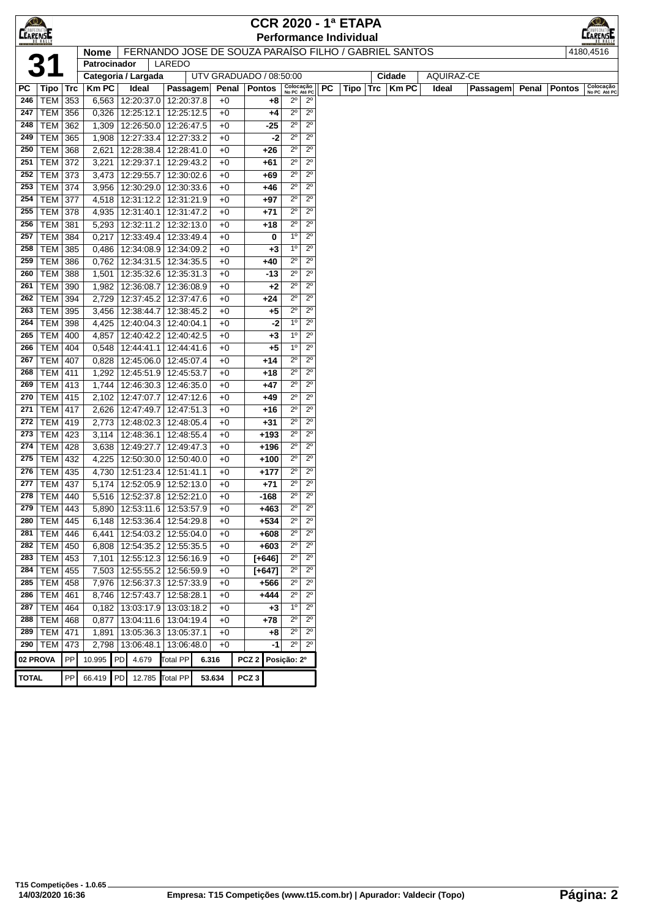# CCR 2020 - 1ª ETAPA

## Performance Individual

**31**

| | |
|---|---|
| **Nome** | FERNANDO JOSE DE SOUZA PARAÍSO FILHO / GABRIEL SANTOS — 4180,4516 |
| **Patrocinador** | LAREDO |
| **Categoria / Largada** | UTV GRADUADO / 08:50:00 |
| **Cidade** | AQUIRAZ-CE |

| PC | Tipo | Trc | Km PC | Ideal | Passagem | Penal | Pontos | Colocação No PC | Colocação Até PC |
|---|---|---|---|---|---|---|---|---|---|
| 246 | TEM | 353 | 6,563 | 12:20:37.0 | 12:20:37.8 | +0 | +8 | 2º | 2º |
| 247 | TEM | 356 | 0,326 | 12:25:12.1 | 12:25:12.5 | +0 | +4 | 2º | 2º |
| 248 | TEM | 362 | 1,309 | 12:26:50.0 | 12:26:47.5 | +0 | -25 | 2º | 2º |
| 249 | TEM | 365 | 1,908 | 12:27:33.4 | 12:27:33.2 | +0 | -2 | 2º | 2º |
| 250 | TEM | 368 | 2,621 | 12:28:38.4 | 12:28:41.0 | +0 | +26 | 2º | 2º |
| 251 | TEM | 372 | 3,221 | 12:29:37.1 | 12:29:43.2 | +0 | +61 | 2º | 2º |
| 252 | TEM | 373 | 3,473 | 12:29:55.7 | 12:30:02.6 | +0 | +69 | 2º | 2º |
| 253 | TEM | 374 | 3,956 | 12:30:29.0 | 12:30:33.6 | +0 | +46 | 2º | 2º |
| 254 | TEM | 377 | 4,518 | 12:31:12.2 | 12:31:21.9 | +0 | +97 | 2º | 2º |
| 255 | TEM | 378 | 4,935 | 12:31:40.1 | 12:31:47.2 | +0 | +71 | 2º | 2º |
| 256 | TEM | 381 | 5,293 | 12:32:11.2 | 12:32:13.0 | +0 | +18 | 2º | 2º |
| 257 | TEM | 384 | 0,217 | 12:33:49.4 | 12:33:49.4 | +0 | 0 | 1º | 2º |
| 258 | TEM | 385 | 0,486 | 12:34:08.9 | 12:34:09.2 | +0 | +3 | 1º | 2º |
| 259 | TEM | 386 | 0,762 | 12:34:31.5 | 12:34:35.5 | +0 | +40 | 2º | 2º |
| 260 | TEM | 388 | 1,501 | 12:35:32.6 | 12:35:31.3 | +0 | -13 | 2º | 2º |
| 261 | TEM | 390 | 1,982 | 12:36:08.7 | 12:36:08.9 | +0 | +2 | 2º | 2º |
| 262 | TEM | 394 | 2,729 | 12:37:45.2 | 12:37:47.6 | +0 | +24 | 2º | 2º |
| 263 | TEM | 395 | 3,456 | 12:38:44.7 | 12:38:45.2 | +0 | +5 | 2º | 2º |
| 264 | TEM | 398 | 4,425 | 12:40:04.3 | 12:40:04.1 | +0 | -2 | 1º | 2º |
| 265 | TEM | 400 | 4,857 | 12:40:42.2 | 12:40:42.5 | +0 | +3 | 1º | 2º |
| 266 | TEM | 404 | 0,548 | 12:44:41.1 | 12:44:41.6 | +0 | +5 | 1º | 2º |
| 267 | TEM | 407 | 0,828 | 12:45:06.0 | 12:45:07.4 | +0 | +14 | 2º | 2º |
| 268 | TEM | 411 | 1,292 | 12:45:51.9 | 12:45:53.7 | +0 | +18 | 2º | 2º |
| 269 | TEM | 413 | 1,744 | 12:46:30.3 | 12:46:35.0 | +0 | +47 | 2º | 2º |
| 270 | TEM | 415 | 2,102 | 12:47:07.7 | 12:47:12.6 | +0 | +49 | 2º | 2º |
| 271 | TEM | 417 | 2,626 | 12:47:49.7 | 12:47:51.3 | +0 | +16 | 2º | 2º |
| 272 | TEM | 419 | 2,773 | 12:48:02.3 | 12:48:05.4 | +0 | +31 | 2º | 2º |
| 273 | TEM | 423 | 3,114 | 12:48:36.1 | 12:48:55.4 | +0 | +193 | 2º | 2º |
| 274 | TEM | 428 | 3,638 | 12:49:27.7 | 12:49:47.3 | +0 | +196 | 2º | 2º |
| 275 | TEM | 432 | 4,225 | 12:50:30.0 | 12:50:40.0 | +0 | +100 | 2º | 2º |
| 276 | TEM | 435 | 4,730 | 12:51:23.4 | 12:51:41.1 | +0 | +177 | 2º | 2º |
| 277 | TEM | 437 | 5,174 | 12:52:05.9 | 12:52:13.0 | +0 | +71 | 2º | 2º |
| 278 | TEM | 440 | 5,516 | 12:52:37.8 | 12:52:21.0 | +0 | -168 | 2º | 2º |
| 279 | TEM | 443 | 5,890 | 12:53:11.6 | 12:53:57.9 | +0 | +463 | 2º | 2º |
| 280 | TEM | 445 | 6,148 | 12:53:36.4 | 12:54:29.8 | +0 | +534 | 2º | 2º |
| 281 | TEM | 446 | 6,441 | 12:54:03.2 | 12:55:04.0 | +0 | +608 | 2º | 2º |
| 282 | TEM | 450 | 6,808 | 12:54:35.2 | 12:55:35.5 | +0 | +603 | 2º | 2º |
| 283 | TEM | 453 | 7,101 | 12:55:12.3 | 12:56:16.9 | +0 | [+646] | 2º | 2º |
| 284 | TEM | 455 | 7,503 | 12:55:55.2 | 12:56:59.9 | +0 | [+647] | 2º | 2º |
| 285 | TEM | 458 | 7,976 | 12:56:37.3 | 12:57:33.9 | +0 | +566 | 2º | 2º |
| 286 | TEM | 461 | 8,746 | 12:57:43.7 | 12:58:28.1 | +0 | +444 | 2º | 2º |
| 287 | TEM | 464 | 0,182 | 13:03:17.9 | 13:03:18.2 | +0 | +3 | 1º | 2º |
| 288 | TEM | 468 | 0,877 | 13:04:11.6 | 13:04:19.4 | +0 | +78 | 2º | 2º |
| 289 | TEM | 471 | 1,891 | 13:05:36.3 | 13:05:37.1 | +0 | +8 | 2º | 2º |
| 290 | TEM | 473 | 2,798 | 13:06:48.1 | 13:06:48.0 | +0 | -1 | 2º | 2º |

| | | | | | | | | |
|---|---|---|---|---|---|---|---|---|
| **02 PROVA** | PP | 10.995 | PD | 4.679 | Total PP | 6.316 | PCZ 2 | Posição: 2º |
| **TOTAL** | PP | 66.419 | PD | 12.785 | Total PP | 53.634 | PCZ 3 | |

T15 Competições - 1.0.65
14/03/2020 16:36 — Empresa: T15 Competições (www.t15.com.br) | Apurador: Valdecir (Topo)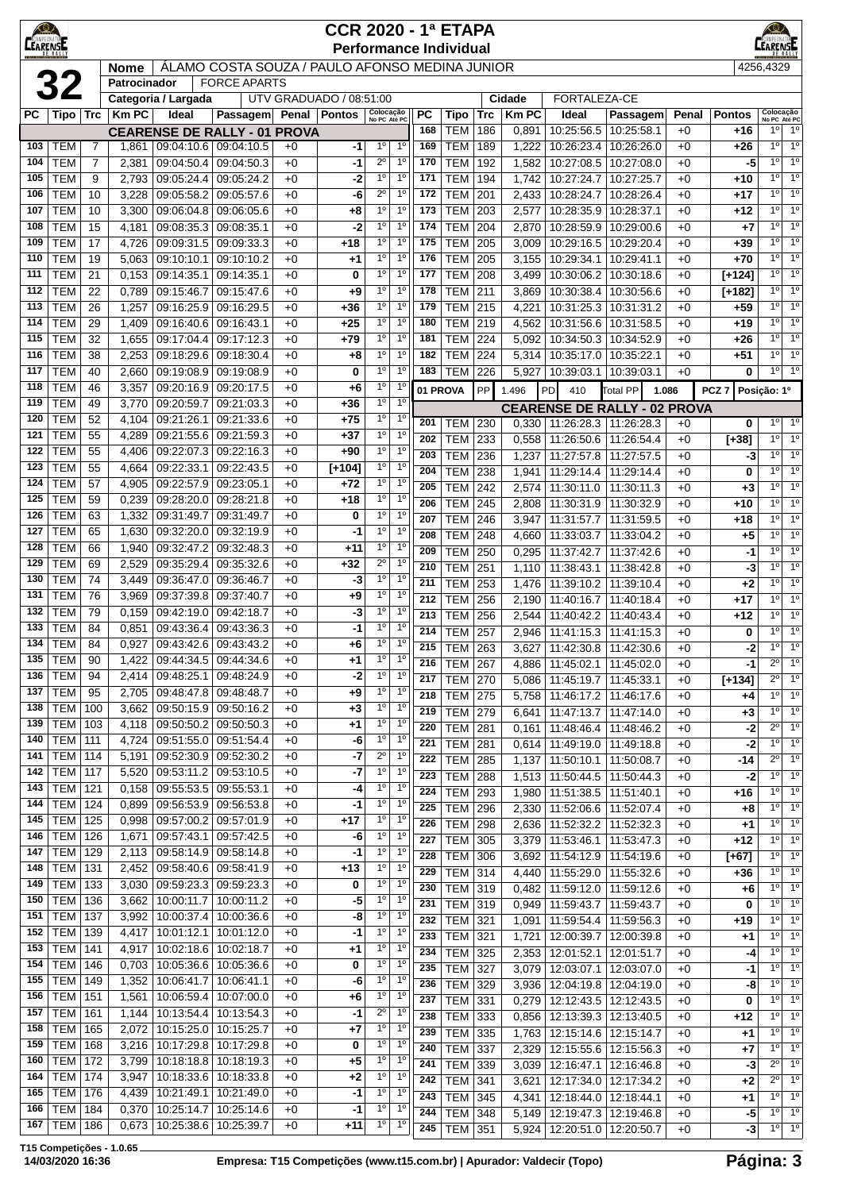# CCR 2020 - 1ª ETAPA
## Performance Individual

**32**

| | |
|---|---|
| Nome | ÁLAMO COSTA SOUZA / PAULO AFONSO MEDINA JUNIOR — 4256,4329 |
| Patrocinador | FORCE APARTS |
| Categoria / Largada | UTV GRADUADO / 08:51:00 |
| Cidade | FORTALEZA-CE |

| PC | Tipo | Trc | Km PC | Ideal | Passagem | Penal | Pontos | Colocação No PC | Colocação Até PC |
|---|---|---|---|---|---|---|---|---|---|
| **CEARENSE DE RALLY - 01 PROVA** | | | | | | | | | |
| 103 | TEM | 7 | 1,861 | 09:04:10.6 | 09:04:10.5 | +0 | -1 | 1º | 1º |
| 104 | TEM | 7 | 2,381 | 09:04:50.4 | 09:04:50.3 | +0 | -1 | 2º | 1º |
| 105 | TEM | 9 | 2,793 | 09:05:24.4 | 09:05:24.2 | +0 | -2 | 1º | 1º |
| 106 | TEM | 10 | 3,228 | 09:05:58.2 | 09:05:57.6 | +0 | -6 | 2º | 1º |
| 107 | TEM | 10 | 3,300 | 09:06:04.8 | 09:06:05.6 | +0 | +8 | 1º | 1º |
| 108 | TEM | 15 | 4,181 | 09:08:35.3 | 09:08:35.1 | +0 | -2 | 1º | 1º |
| 109 | TEM | 17 | 4,726 | 09:09:31.5 | 09:09:33.3 | +0 | +18 | 1º | 1º |
| 110 | TEM | 19 | 5,063 | 09:10:10.1 | 09:10:10.2 | +0 | +1 | 1º | 1º |
| 111 | TEM | 21 | 0,153 | 09:14:35.1 | 09:14:35.1 | +0 | 0 | 1º | 1º |
| 112 | TEM | 22 | 0,789 | 09:15:46.7 | 09:15:47.6 | +0 | +9 | 1º | 1º |
| 113 | TEM | 26 | 1,257 | 09:16:25.9 | 09:16:29.5 | +0 | +36 | 1º | 1º |
| 114 | TEM | 29 | 1,409 | 09:16:40.6 | 09:16:43.1 | +0 | +25 | 1º | 1º |
| 115 | TEM | 32 | 1,655 | 09:17:04.4 | 09:17:12.3 | +0 | +79 | 1º | 1º |
| 116 | TEM | 38 | 2,253 | 09:18:29.6 | 09:18:30.4 | +0 | +8 | 1º | 1º |
| 117 | TEM | 40 | 2,660 | 09:19:08.9 | 09:19:08.9 | +0 | 0 | 1º | 1º |
| 118 | TEM | 46 | 3,357 | 09:20:16.9 | 09:20:17.5 | +0 | +6 | 1º | 1º |
| 119 | TEM | 49 | 3,770 | 09:20:59.7 | 09:21:03.3 | +0 | +36 | 1º | 1º |
| 120 | TEM | 52 | 4,104 | 09:21:26.1 | 09:21:33.6 | +0 | +75 | 1º | 1º |
| 121 | TEM | 55 | 4,289 | 09:21:55.6 | 09:21:59.3 | +0 | +37 | 1º | 1º |
| 122 | TEM | 55 | 4,406 | 09:22:07.3 | 09:22:16.3 | +0 | +90 | 1º | 1º |
| 123 | TEM | 55 | 4,664 | 09:22:33.1 | 09:22:43.5 | +0 | [+104] | 1º | 1º |
| 124 | TEM | 57 | 4,905 | 09:22:57.9 | 09:23:05.1 | +0 | +72 | 1º | 1º |
| 125 | TEM | 59 | 0,239 | 09:28:20.0 | 09:28:21.8 | +0 | +18 | 1º | 1º |
| 126 | TEM | 63 | 1,332 | 09:31:49.7 | 09:31:49.7 | +0 | 0 | 1º | 1º |
| 127 | TEM | 65 | 1,630 | 09:32:20.0 | 09:32:19.9 | +0 | -1 | 1º | 1º |
| 128 | TEM | 66 | 1,940 | 09:32:47.2 | 09:32:48.3 | +0 | +11 | 1º | 1º |
| 129 | TEM | 69 | 2,529 | 09:35:29.4 | 09:35:32.6 | +0 | +32 | 2º | 1º |
| 130 | TEM | 74 | 3,449 | 09:36:47.0 | 09:36:46.7 | +0 | -3 | 1º | 1º |
| 131 | TEM | 76 | 3,969 | 09:37:39.8 | 09:37:40.7 | +0 | +9 | 1º | 1º |
| 132 | TEM | 79 | 0,159 | 09:42:19.0 | 09:42:18.7 | +0 | -3 | 1º | 1º |
| 133 | TEM | 84 | 0,851 | 09:43:36.4 | 09:43:36.3 | +0 | -1 | 1º | 1º |
| 134 | TEM | 84 | 0,927 | 09:43:42.6 | 09:43:43.2 | +0 | +6 | 1º | 1º |
| 135 | TEM | 90 | 1,422 | 09:44:34.5 | 09:44:34.6 | +0 | +1 | 1º | 1º |
| 136 | TEM | 94 | 2,414 | 09:48:25.1 | 09:48:24.9 | +0 | -2 | 1º | 1º |
| 137 | TEM | 95 | 2,705 | 09:48:47.8 | 09:48:48.7 | +0 | +9 | 1º | 1º |
| 138 | TEM | 100 | 3,662 | 09:50:15.9 | 09:50:16.2 | +0 | +3 | 1º | 1º |
| 139 | TEM | 103 | 4,118 | 09:50:50.2 | 09:50:50.3 | +0 | +1 | 1º | 1º |
| 140 | TEM | 111 | 4,724 | 09:51:55.0 | 09:51:54.4 | +0 | -6 | 1º | 1º |
| 141 | TEM | 114 | 5,191 | 09:52:30.9 | 09:52:30.2 | +0 | -7 | 2º | 1º |
| 142 | TEM | 117 | 5,520 | 09:53:11.2 | 09:53:10.5 | +0 | -7 | 1º | 1º |
| 143 | TEM | 121 | 0,158 | 09:55:53.5 | 09:55:53.1 | +0 | -4 | 1º | 1º |
| 144 | TEM | 124 | 0,899 | 09:56:53.9 | 09:56:53.8 | +0 | -1 | 1º | 1º |
| 145 | TEM | 125 | 0,998 | 09:57:00.2 | 09:57:01.9 | +0 | +17 | 1º | 1º |
| 146 | TEM | 126 | 1,671 | 09:57:43.1 | 09:57:42.5 | +0 | -6 | 1º | 1º |
| 147 | TEM | 129 | 2,113 | 09:58:14.9 | 09:58:14.8 | +0 | -1 | 1º | 1º |
| 148 | TEM | 131 | 2,452 | 09:58:40.6 | 09:58:41.9 | +0 | +13 | 1º | 1º |
| 149 | TEM | 133 | 3,030 | 09:59:23.3 | 09:59:23.3 | +0 | 0 | 1º | 1º |
| 150 | TEM | 136 | 3,662 | 10:00:11.7 | 10:00:11.2 | +0 | -5 | 1º | 1º |
| 151 | TEM | 137 | 3,992 | 10:00:37.4 | 10:00:36.6 | +0 | -8 | 1º | 1º |
| 152 | TEM | 139 | 4,417 | 10:01:12.1 | 10:01:12.0 | +0 | -1 | 1º | 1º |
| 153 | TEM | 141 | 4,917 | 10:02:18.6 | 10:02:18.7 | +0 | +1 | 1º | 1º |
| 154 | TEM | 146 | 0,703 | 10:05:36.6 | 10:05:36.6 | +0 | 0 | 1º | 1º |
| 155 | TEM | 149 | 1,352 | 10:06:41.7 | 10:06:41.1 | +0 | -6 | 1º | 1º |
| 156 | TEM | 151 | 1,561 | 10:06:59.4 | 10:07:00.0 | +0 | +6 | 1º | 1º |
| 157 | TEM | 161 | 1,144 | 10:13:54.4 | 10:13:54.3 | +0 | -1 | 2º | 1º |
| 158 | TEM | 165 | 2,072 | 10:15:25.0 | 10:15:25.7 | +0 | +7 | 1º | 1º |
| 159 | TEM | 168 | 3,216 | 10:17:29.8 | 10:17:29.8 | +0 | 0 | 1º | 1º |
| 160 | TEM | 172 | 3,799 | 10:18:18.8 | 10:18:19.3 | +0 | +5 | 1º | 1º |
| 164 | TEM | 174 | 3,947 | 10:18:33.6 | 10:18:33.8 | +0 | +2 | 1º | 1º |
| 165 | TEM | 176 | 4,439 | 10:21:49.1 | 10:21:49.0 | +0 | -1 | 1º | 1º |
| 166 | TEM | 184 | 0,370 | 10:25:14.7 | 10:25:14.6 | +0 | -1 | 1º | 1º |
| 167 | TEM | 186 | 0,673 | 10:25:38.6 | 10:25:39.7 | +0 | +11 | 1º | 1º |
| 168 | TEM | 186 | 0,891 | 10:25:56.5 | 10:25:58.1 | +0 | +16 | 1º | 1º |
| 169 | TEM | 189 | 1,222 | 10:26:23.4 | 10:26:26.0 | +0 | +26 | 1º | 1º |
| 170 | TEM | 192 | 1,582 | 10:27:08.5 | 10:27:08.0 | +0 | -5 | 1º | 1º |
| 171 | TEM | 194 | 1,742 | 10:27:24.7 | 10:27:25.7 | +0 | +10 | 1º | 1º |
| 172 | TEM | 201 | 2,433 | 10:28:24.7 | 10:28:26.4 | +0 | +17 | 1º | 1º |
| 173 | TEM | 203 | 2,577 | 10:28:35.9 | 10:28:37.1 | +0 | +12 | 1º | 1º |
| 174 | TEM | 204 | 2,870 | 10:28:59.9 | 10:29:00.6 | +0 | +7 | 1º | 1º |
| 175 | TEM | 205 | 3,009 | 10:29:16.5 | 10:29:20.4 | +0 | +39 | 1º | 1º |
| 176 | TEM | 205 | 3,155 | 10:29:34.1 | 10:29:41.1 | +0 | +70 | 1º | 1º |
| 177 | TEM | 208 | 3,499 | 10:30:06.2 | 10:30:18.6 | +0 | [+124] | 1º | 1º |
| 178 | TEM | 211 | 3,869 | 10:30:38.4 | 10:30:56.6 | +0 | [+182] | 1º | 1º |
| 179 | TEM | 215 | 4,221 | 10:31:25.3 | 10:31:31.2 | +0 | +59 | 1º | 1º |
| 180 | TEM | 219 | 4,562 | 10:31:56.6 | 10:31:58.5 | +0 | +19 | 1º | 1º |
| 181 | TEM | 224 | 5,092 | 10:34:50.3 | 10:34:52.9 | +0 | +26 | 1º | 1º |
| 182 | TEM | 224 | 5,314 | 10:35:17.0 | 10:35:22.1 | +0 | +51 | 1º | 1º |
| 183 | TEM | 226 | 5,927 | 10:39:03.1 | 10:39:03.1 | +0 | 0 | 1º | 1º |
| **01 PROVA** | PP | 1.496 | PD 410 | Total PP 1.086 | | | PCZ 7 | Posição: 1º | |
| **CEARENSE DE RALLY - 02 PROVA** | | | | | | | | | |
| 201 | TEM | 230 | 0,330 | 11:26:28.3 | 11:26:28.3 | +0 | 0 | 1º | 1º |
| 202 | TEM | 233 | 0,558 | 11:26:50.6 | 11:26:54.4 | +0 | [+38] | 1º | 1º |
| 203 | TEM | 236 | 1,237 | 11:27:57.8 | 11:27:57.5 | +0 | -3 | 1º | 1º |
| 204 | TEM | 238 | 1,941 | 11:29:14.4 | 11:29:14.4 | +0 | 0 | 1º | 1º |
| 205 | TEM | 242 | 2,574 | 11:30:11.0 | 11:30:11.3 | +0 | +3 | 1º | 1º |
| 206 | TEM | 245 | 2,808 | 11:30:31.9 | 11:30:32.9 | +0 | +10 | 1º | 1º |
| 207 | TEM | 246 | 3,947 | 11:31:57.7 | 11:31:59.5 | +0 | +18 | 1º | 1º |
| 208 | TEM | 248 | 4,660 | 11:33:03.7 | 11:33:04.2 | +0 | +5 | 1º | 1º |
| 209 | TEM | 250 | 0,295 | 11:37:42.7 | 11:37:42.6 | +0 | -1 | 1º | 1º |
| 210 | TEM | 251 | 1,110 | 11:38:43.1 | 11:38:42.8 | +0 | -3 | 1º | 1º |
| 211 | TEM | 253 | 1,476 | 11:39:10.2 | 11:39:10.4 | +0 | +2 | 1º | 1º |
| 212 | TEM | 256 | 2,190 | 11:40:16.7 | 11:40:18.4 | +0 | +17 | 1º | 1º |
| 213 | TEM | 256 | 2,544 | 11:40:42.2 | 11:40:43.4 | +0 | +12 | 1º | 1º |
| 214 | TEM | 257 | 2,946 | 11:41:15.3 | 11:41:15.3 | +0 | 0 | 1º | 1º |
| 215 | TEM | 263 | 3,627 | 11:42:30.8 | 11:42:30.6 | +0 | -2 | 1º | 1º |
| 216 | TEM | 267 | 4,886 | 11:45:02.1 | 11:45:02.0 | +0 | -1 | 2º | 1º |
| 217 | TEM | 270 | 5,086 | 11:45:19.7 | 11:45:33.1 | +0 | [+134] | 2º | 1º |
| 218 | TEM | 275 | 5,758 | 11:46:17.2 | 11:46:17.6 | +0 | +4 | 1º | 1º |
| 219 | TEM | 279 | 6,641 | 11:47:13.7 | 11:47:14.0 | +0 | +3 | 1º | 1º |
| 220 | TEM | 281 | 0,161 | 11:48:46.4 | 11:48:46.2 | +0 | -2 | 2º | 1º |
| 221 | TEM | 281 | 0,614 | 11:49:19.0 | 11:49:18.8 | +0 | -2 | 1º | 1º |
| 222 | TEM | 285 | 1,137 | 11:50:10.1 | 11:50:08.7 | +0 | -14 | 2º | 1º |
| 223 | TEM | 288 | 1,513 | 11:50:44.5 | 11:50:44.3 | +0 | -2 | 1º | 1º |
| 224 | TEM | 293 | 1,980 | 11:51:38.5 | 11:51:40.1 | +0 | +16 | 1º | 1º |
| 225 | TEM | 296 | 2,330 | 11:52:06.6 | 11:52:07.4 | +0 | +8 | 1º | 1º |
| 226 | TEM | 298 | 2,636 | 11:52:32.2 | 11:52:32.3 | +0 | +1 | 1º | 1º |
| 227 | TEM | 305 | 3,379 | 11:53:46.1 | 11:53:47.3 | +0 | +12 | 1º | 1º |
| 228 | TEM | 306 | 3,692 | 11:54:12.9 | 11:54:19.6 | +0 | [+67] | 1º | 1º |
| 229 | TEM | 314 | 4,440 | 11:55:29.0 | 11:55:32.6 | +0 | +36 | 1º | 1º |
| 230 | TEM | 319 | 0,482 | 11:59:12.0 | 11:59:12.6 | +0 | +6 | 1º | 1º |
| 231 | TEM | 319 | 0,949 | 11:59:43.7 | 11:59:43.7 | +0 | 0 | 1º | 1º |
| 232 | TEM | 321 | 1,091 | 11:59:54.4 | 11:59:56.3 | +0 | +19 | 1º | 1º |
| 233 | TEM | 321 | 1,721 | 12:00:39.7 | 12:00:39.8 | +0 | +1 | 1º | 1º |
| 234 | TEM | 325 | 2,353 | 12:01:52.1 | 12:01:51.7 | +0 | -4 | 1º | 1º |
| 235 | TEM | 327 | 3,079 | 12:03:07.1 | 12:03:07.0 | +0 | -1 | 1º | 1º |
| 236 | TEM | 329 | 3,936 | 12:04:19.8 | 12:04:19.0 | +0 | -8 | 1º | 1º |
| 237 | TEM | 331 | 0,279 | 12:12:43.5 | 12:12:43.5 | +0 | 0 | 1º | 1º |
| 238 | TEM | 333 | 0,856 | 12:13:39.3 | 12:13:40.5 | +0 | +12 | 1º | 1º |
| 239 | TEM | 335 | 1,763 | 12:15:14.6 | 12:15:14.7 | +0 | +1 | 1º | 1º |
| 240 | TEM | 337 | 2,329 | 12:15:55.6 | 12:15:56.3 | +0 | +7 | 1º | 1º |
| 241 | TEM | 339 | 3,039 | 12:16:47.1 | 12:16:46.8 | +0 | -3 | 2º | 1º |
| 242 | TEM | 341 | 3,621 | 12:17:34.0 | 12:17:34.2 | +0 | +2 | 2º | 1º |
| 243 | TEM | 345 | 4,341 | 12:18:44.0 | 12:18:44.1 | +0 | +1 | 1º | 1º |
| 244 | TEM | 348 | 5,149 | 12:19:47.3 | 12:19:46.8 | +0 | -5 | 1º | 1º |
| 245 | TEM | 351 | 5,924 | 12:20:51.0 | 12:20:50.7 | +0 | -3 | 1º | 1º |

T15 Competições - 1.0.65
14/03/2020 16:36 — Empresa: T15 Competições (www.t15.com.br) | Apurador: Valdecir (Topo)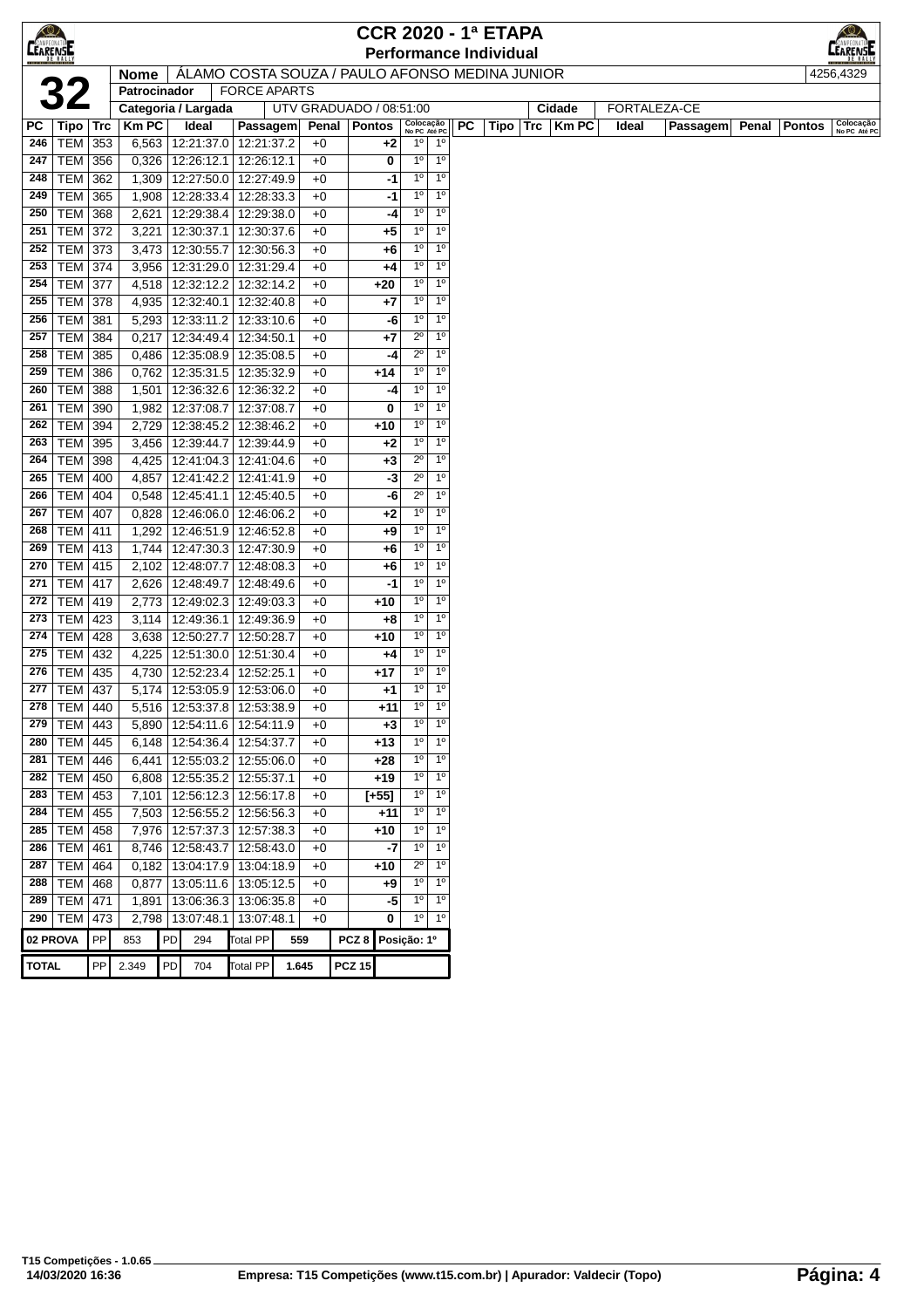# CCR 2020 - 1ª ETAPA

## Performance Individual

| | | |
|---|---|---|
| **32** | **Nome** | ÁLAMO COSTA SOUZA / PAULO AFONSO MEDINA JUNIOR — 4256,4329 |
| | **Patrocinador** | FORCE APARTS |
| | **Categoria / Largada** | UTV GRADUADO / 08:51:00 — **Cidade** FORTALEZA-CE |

| PC | Tipo | Trc | Km PC | Ideal | Passagem | Penal | Pontos | Colocação No PC | Colocação Até PC |
|---|---|---|---|---|---|---|---|---|---|
| 246 | TEM | 353 | 6,563 | 12:21:37.0 | 12:21:37.2 | +0 | +2 | 1º | 1º |
| 247 | TEM | 356 | 0,326 | 12:26:12.1 | 12:26:12.1 | +0 | 0 | 1º | 1º |
| 248 | TEM | 362 | 1,309 | 12:27:50.0 | 12:27:49.9 | +0 | -1 | 1º | 1º |
| 249 | TEM | 365 | 1,908 | 12:28:33.4 | 12:28:33.3 | +0 | -1 | 1º | 1º |
| 250 | TEM | 368 | 2,621 | 12:29:38.4 | 12:29:38.0 | +0 | -4 | 1º | 1º |
| 251 | TEM | 372 | 3,221 | 12:30:37.1 | 12:30:37.6 | +0 | +5 | 1º | 1º |
| 252 | TEM | 373 | 3,473 | 12:30:55.7 | 12:30:56.3 | +0 | +6 | 1º | 1º |
| 253 | TEM | 374 | 3,956 | 12:31:29.0 | 12:31:29.4 | +0 | +4 | 1º | 1º |
| 254 | TEM | 377 | 4,518 | 12:32:12.2 | 12:32:14.2 | +0 | +20 | 1º | 1º |
| 255 | TEM | 378 | 4,935 | 12:32:40.1 | 12:32:40.8 | +0 | +7 | 1º | 1º |
| 256 | TEM | 381 | 5,293 | 12:33:11.2 | 12:33:10.6 | +0 | -6 | 1º | 1º |
| 257 | TEM | 384 | 0,217 | 12:34:49.4 | 12:34:50.1 | +0 | +7 | 2º | 1º |
| 258 | TEM | 385 | 0,486 | 12:35:08.9 | 12:35:08.5 | +0 | -4 | 2º | 1º |
| 259 | TEM | 386 | 0,762 | 12:35:31.5 | 12:35:32.9 | +0 | +14 | 1º | 1º |
| 260 | TEM | 388 | 1,501 | 12:36:32.6 | 12:36:32.2 | +0 | -4 | 1º | 1º |
| 261 | TEM | 390 | 1,982 | 12:37:08.7 | 12:37:08.7 | +0 | 0 | 1º | 1º |
| 262 | TEM | 394 | 2,729 | 12:38:45.2 | 12:38:46.2 | +0 | +10 | 1º | 1º |
| 263 | TEM | 395 | 3,456 | 12:39:44.7 | 12:39:44.9 | +0 | +2 | 1º | 1º |
| 264 | TEM | 398 | 4,425 | 12:41:04.3 | 12:41:04.6 | +0 | +3 | 2º | 1º |
| 265 | TEM | 400 | 4,857 | 12:41:42.2 | 12:41:41.9 | +0 | -3 | 2º | 1º |
| 266 | TEM | 404 | 0,548 | 12:45:41.1 | 12:45:40.5 | +0 | -6 | 2º | 1º |
| 267 | TEM | 407 | 0,828 | 12:46:06.0 | 12:46:06.2 | +0 | +2 | 1º | 1º |
| 268 | TEM | 411 | 1,292 | 12:46:51.9 | 12:46:52.8 | +0 | +9 | 1º | 1º |
| 269 | TEM | 413 | 1,744 | 12:47:30.3 | 12:47:30.9 | +0 | +6 | 1º | 1º |
| 270 | TEM | 415 | 2,102 | 12:48:07.7 | 12:48:08.3 | +0 | +6 | 1º | 1º |
| 271 | TEM | 417 | 2,626 | 12:48:49.7 | 12:48:49.6 | +0 | -1 | 1º | 1º |
| 272 | TEM | 419 | 2,773 | 12:49:02.3 | 12:49:03.3 | +0 | +10 | 1º | 1º |
| 273 | TEM | 423 | 3,114 | 12:49:36.1 | 12:49:36.9 | +0 | +8 | 1º | 1º |
| 274 | TEM | 428 | 3,638 | 12:50:27.7 | 12:50:28.7 | +0 | +10 | 1º | 1º |
| 275 | TEM | 432 | 4,225 | 12:51:30.0 | 12:51:30.4 | +0 | +4 | 1º | 1º |
| 276 | TEM | 435 | 4,730 | 12:52:23.4 | 12:52:25.1 | +0 | +17 | 1º | 1º |
| 277 | TEM | 437 | 5,174 | 12:53:05.9 | 12:53:06.0 | +0 | +1 | 1º | 1º |
| 278 | TEM | 440 | 5,516 | 12:53:37.8 | 12:53:38.9 | +0 | +11 | 1º | 1º |
| 279 | TEM | 443 | 5,890 | 12:54:11.6 | 12:54:11.9 | +0 | +3 | 1º | 1º |
| 280 | TEM | 445 | 6,148 | 12:54:36.4 | 12:54:37.7 | +0 | +13 | 1º | 1º |
| 281 | TEM | 446 | 6,441 | 12:55:03.2 | 12:55:06.0 | +0 | +28 | 1º | 1º |
| 282 | TEM | 450 | 6,808 | 12:55:35.2 | 12:55:37.1 | +0 | +19 | 1º | 1º |
| 283 | TEM | 453 | 7,101 | 12:56:12.3 | 12:56:17.8 | +0 | [+55] | 1º | 1º |
| 284 | TEM | 455 | 7,503 | 12:56:55.2 | 12:56:56.3 | +0 | +11 | 1º | 1º |
| 285 | TEM | 458 | 7,976 | 12:57:37.3 | 12:57:38.3 | +0 | +10 | 1º | 1º |
| 286 | TEM | 461 | 8,746 | 12:58:43.7 | 12:58:43.0 | +0 | -7 | 1º | 1º |
| 287 | TEM | 464 | 0,182 | 13:04:17.9 | 13:04:18.9 | +0 | +10 | 2º | 1º |
| 288 | TEM | 468 | 0,877 | 13:05:11.6 | 13:05:12.5 | +0 | +9 | 1º | 1º |
| 289 | TEM | 471 | 1,891 | 13:06:36.3 | 13:06:35.8 | +0 | -5 | 1º | 1º |
| 290 | TEM | 473 | 2,798 | 13:07:48.1 | 13:07:48.1 | +0 | 0 | 1º | 1º |

| | PP | PD | Total PP | PCZ | Posição |
|---|---|---|---|---|---|
| **02 PROVA** | 853 | 294 | 559 | PCZ 8 | Posição: 1º |
| **TOTAL** | 2.349 | 704 | 1.645 | PCZ 15 | |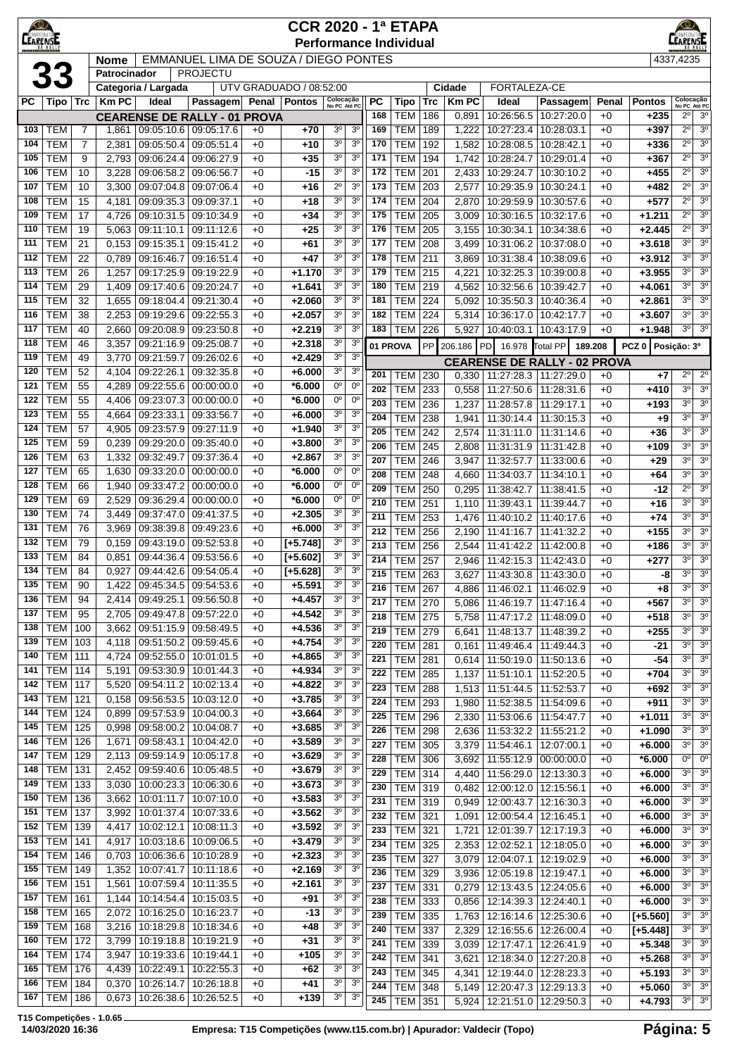# CCR 2020 - 1ª ETAPA

## Performance Individual

**33**

| Nome | EMMANUEL LIMA DE SOUZA / DIEGO PONTES | 4337,4235 |
|---|---|---|
| Patrocinador | PROJECTU | |
| Categoria / Largada | UTV GRADUADO / 08:52:00 | Cidade: FORTALEZA-CE |

| PC | Tipo | Trc | Km PC | Ideal | Passagem | Penal | Pontos | Colocação No PC | Colocação Até PC |
|---|---|---|---|---|---|---|---|---|---|
| **CEARENSE DE RALLY - 01 PROVA** | | | | | | | | | |
| 103 | TEM | 7 | 1,861 | 09:05:10.6 | 09:05:17.6 | +0 | +70 | 3º | 3º |
| 104 | TEM | 7 | 2,381 | 09:05:50.4 | 09:05:51.4 | +0 | +10 | 3º | 3º |
| 105 | TEM | 9 | 2,793 | 09:06:24.4 | 09:06:27.9 | +0 | +35 | 3º | 3º |
| 106 | TEM | 10 | 3,228 | 09:06:58.2 | 09:06:56.7 | +0 | -15 | 3º | 3º |
| 107 | TEM | 10 | 3,300 | 09:07:04.8 | 09:07:06.4 | +0 | +16 | 2º | 3º |
| 108 | TEM | 15 | 4,181 | 09:09:35.3 | 09:09:37.1 | +0 | +18 | 3º | 3º |
| 109 | TEM | 17 | 4,726 | 09:10:31.5 | 09:10:34.9 | +0 | +34 | 3º | 3º |
| 110 | TEM | 19 | 5,063 | 09:11:10.1 | 09:11:12.6 | +0 | +25 | 3º | 3º |
| 111 | TEM | 21 | 0,153 | 09:15:35.1 | 09:15:41.2 | +0 | +61 | 3º | 3º |
| 112 | TEM | 22 | 0,789 | 09:16:46.7 | 09:16:51.4 | +0 | +47 | 3º | 3º |
| 113 | TEM | 26 | 1,257 | 09:17:25.9 | 09:19:22.9 | +0 | +1.170 | 3º | 3º |
| 114 | TEM | 29 | 1,409 | 09:17:40.6 | 09:20:24.7 | +0 | +1.641 | 3º | 3º |
| 115 | TEM | 32 | 1,655 | 09:18:04.4 | 09:21:30.4 | +0 | +2.060 | 3º | 3º |
| 116 | TEM | 38 | 2,253 | 09:19:29.6 | 09:22:55.3 | +0 | +2.057 | 3º | 3º |
| 117 | TEM | 40 | 2,660 | 09:20:08.9 | 09:23:50.8 | +0 | +2.219 | 3º | 3º |
| 118 | TEM | 46 | 3,357 | 09:21:16.9 | 09:25:08.7 | +0 | +2.318 | 3º | 3º |
| 119 | TEM | 49 | 3,770 | 09:21:59.7 | 09:26:02.6 | +0 | +2.429 | 3º | 3º |
| 120 | TEM | 52 | 4,104 | 09:22:26.1 | 09:32:35.8 | +0 | +6.000 | 3º | 3º |
| 121 | TEM | 55 | 4,289 | 09:22:55.6 | 00:00:00.0 | +0 | *6.000 | 0º | 0º |
| 122 | TEM | 55 | 4,406 | 09:23:07.3 | 00:00:00.0 | +0 | *6.000 | 0º | 0º |
| 123 | TEM | 55 | 4,664 | 09:23:33.1 | 09:33:56.7 | +0 | +6.000 | 3º | 3º |
| 124 | TEM | 57 | 4,905 | 09:23:57.9 | 09:27:11.9 | +0 | +1.940 | 3º | 3º |
| 125 | TEM | 59 | 0,239 | 09:29:20.0 | 09:35:40.0 | +0 | +3.800 | 3º | 3º |
| 126 | TEM | 63 | 1,332 | 09:32:49.7 | 09:37:36.4 | +0 | +2.867 | 3º | 3º |
| 127 | TEM | 65 | 1,630 | 09:33:20.0 | 00:00:00.0 | +0 | *6.000 | 0º | 0º |
| 128 | TEM | 66 | 1,940 | 09:33:47.2 | 00:00:00.0 | +0 | *6.000 | 0º | 0º |
| 129 | TEM | 69 | 2,529 | 09:36:29.4 | 00:00:00.0 | +0 | *6.000 | 0º | 0º |
| 130 | TEM | 74 | 3,449 | 09:37:47.0 | 09:41:37.5 | +0 | +2.305 | 3º | 3º |
| 131 | TEM | 76 | 3,969 | 09:38:39.8 | 09:49:23.6 | +0 | +6.000 | 3º | 3º |
| 132 | TEM | 79 | 0,159 | 09:43:19.0 | 09:52:53.8 | +0 | [+5.748] | 3º | 3º |
| 133 | TEM | 84 | 0,851 | 09:44:36.4 | 09:53:56.6 | +0 | [+5.602] | 3º | 3º |
| 134 | TEM | 84 | 0,927 | 09:44:42.6 | 09:54:05.4 | +0 | [+5.628] | 3º | 3º |
| 135 | TEM | 90 | 1,422 | 09:45:34.5 | 09:54:53.6 | +0 | +5.591 | 3º | 3º |
| 136 | TEM | 94 | 2,414 | 09:49:25.1 | 09:56:50.8 | +0 | +4.457 | 3º | 3º |
| 137 | TEM | 95 | 2,705 | 09:49:47.8 | 09:57:22.0 | +0 | +4.542 | 3º | 3º |
| 138 | TEM | 100 | 3,662 | 09:51:15.9 | 09:58:49.5 | +0 | +4.536 | 3º | 3º |
| 139 | TEM | 103 | 4,118 | 09:51:50.2 | 09:59:45.6 | +0 | +4.754 | 3º | 3º |
| 140 | TEM | 111 | 4,724 | 09:52:55.0 | 10:01:01.5 | +0 | +4.865 | 3º | 3º |
| 141 | TEM | 114 | 5,191 | 09:53:30.9 | 10:01:44.3 | +0 | +4.934 | 3º | 3º |
| 142 | TEM | 117 | 5,520 | 09:54:11.2 | 10:02:13.4 | +0 | +4.822 | 3º | 3º |
| 143 | TEM | 121 | 0,158 | 09:56:53.5 | 10:03:12.0 | +0 | +3.785 | 3º | 3º |
| 144 | TEM | 124 | 0,899 | 09:57:53.9 | 10:04:00.3 | +0 | +3.664 | 3º | 3º |
| 145 | TEM | 125 | 0,998 | 09:58:00.2 | 10:04:08.7 | +0 | +3.685 | 3º | 3º |
| 146 | TEM | 126 | 1,671 | 09:58:43.1 | 10:04:42.0 | +0 | +3.589 | 3º | 3º |
| 147 | TEM | 129 | 2,113 | 09:59:14.9 | 10:05:17.8 | +0 | +3.629 | 3º | 3º |
| 148 | TEM | 131 | 2,452 | 09:59:40.6 | 10:05:48.5 | +0 | +3.679 | 3º | 3º |
| 149 | TEM | 133 | 3,030 | 10:00:23.3 | 10:06:30.6 | +0 | +3.673 | 3º | 3º |
| 150 | TEM | 136 | 3,662 | 10:01:11.7 | 10:07:10.0 | +0 | +3.583 | 3º | 3º |
| 151 | TEM | 137 | 3,992 | 10:01:37.4 | 10:07:33.6 | +0 | +3.562 | 3º | 3º |
| 152 | TEM | 139 | 4,417 | 10:02:12.1 | 10:08:11.3 | +0 | +3.592 | 3º | 3º |
| 153 | TEM | 141 | 4,917 | 10:03:18.6 | 10:09:06.5 | +0 | +3.479 | 3º | 3º |
| 154 | TEM | 146 | 0,703 | 10:06:36.6 | 10:10:28.9 | +0 | +2.323 | 3º | 3º |
| 155 | TEM | 149 | 1,352 | 10:07:41.7 | 10:11:18.6 | +0 | +2.169 | 3º | 3º |
| 156 | TEM | 151 | 1,561 | 10:07:59.4 | 10:11:35.5 | +0 | +2.161 | 3º | 3º |
| 157 | TEM | 161 | 1,144 | 10:14:54.4 | 10:15:03.5 | +0 | +91 | 3º | 3º |
| 158 | TEM | 165 | 2,072 | 10:16:25.0 | 10:16:23.7 | +0 | -13 | 3º | 3º |
| 159 | TEM | 168 | 3,216 | 10:18:29.8 | 10:18:34.6 | +0 | +48 | 3º | 3º |
| 160 | TEM | 172 | 3,799 | 10:19:18.8 | 10:19:21.9 | +0 | +31 | 3º | 3º |
| 164 | TEM | 174 | 3,947 | 10:19:33.6 | 10:19:44.1 | +0 | +105 | 3º | 3º |
| 165 | TEM | 176 | 4,439 | 10:22:49.1 | 10:22:55.3 | +0 | +62 | 3º | 3º |
| 166 | TEM | 184 | 0,370 | 10:26:14.7 | 10:26:18.8 | +0 | +41 | 3º | 3º |
| 167 | TEM | 186 | 0,673 | 10:26:38.6 | 10:26:52.5 | +0 | +139 | 3º | 3º |
| 168 | TEM | 186 | 0,891 | 10:26:56.5 | 10:27:20.0 | +0 | +235 | 2º | 3º |
| 169 | TEM | 189 | 1,222 | 10:27:23.4 | 10:28:03.1 | +0 | +397 | 2º | 3º |
| 170 | TEM | 192 | 1,582 | 10:28:08.5 | 10:28:42.1 | +0 | +336 | 2º | 3º |
| 171 | TEM | 194 | 1,742 | 10:28:24.7 | 10:29:01.4 | +0 | +367 | 2º | 3º |
| 172 | TEM | 201 | 2,433 | 10:29:24.7 | 10:30:10.2 | +0 | +455 | 2º | 3º |
| 173 | TEM | 203 | 2,577 | 10:29:35.9 | 10:30:24.1 | +0 | +482 | 2º | 3º |
| 174 | TEM | 204 | 2,870 | 10:29:59.9 | 10:30:57.6 | +0 | +577 | 2º | 3º |
| 175 | TEM | 205 | 3,009 | 10:30:16.5 | 10:32:17.6 | +0 | +1.211 | 2º | 3º |
| 176 | TEM | 205 | 3,155 | 10:30:34.1 | 10:34:38.6 | +0 | +2.445 | 2º | 3º |
| 177 | TEM | 208 | 3,499 | 10:31:06.2 | 10:37:08.0 | +0 | +3.618 | 3º | 3º |
| 178 | TEM | 211 | 3,869 | 10:31:38.4 | 10:38:09.6 | +0 | +3.912 | 3º | 3º |
| 179 | TEM | 215 | 4,221 | 10:32:25.3 | 10:39:00.8 | +0 | +3.955 | 3º | 3º |
| 180 | TEM | 219 | 4,562 | 10:32:56.6 | 10:39:42.7 | +0 | +4.061 | 3º | 3º |
| 181 | TEM | 224 | 5,092 | 10:35:50.3 | 10:40:36.4 | +0 | +2.861 | 3º | 3º |
| 182 | TEM | 224 | 5,314 | 10:36:17.0 | 10:42:17.7 | +0 | +3.607 | 3º | 3º |
| 183 | TEM | 226 | 5,927 | 10:40:03.1 | 10:43:17.9 | +0 | +1.948 | 3º | 3º |
| **01 PROVA** | PP | 206.186 | PD | 16.978 | Total PP | 189.208 | PCZ 0 | Posição: 3º | |
| **CEARENSE DE RALLY - 02 PROVA** | | | | | | | | | |
| 201 | TEM | 230 | 0,330 | 11:27:28.3 | 11:27:29.0 | +0 | +7 | 2º | 2º |
| 202 | TEM | 233 | 0,558 | 11:27:50.6 | 11:28:31.6 | +0 | +410 | 3º | 3º |
| 203 | TEM | 236 | 1,237 | 11:28:57.8 | 11:29:17.1 | +0 | +193 | 3º | 3º |
| 204 | TEM | 238 | 1,941 | 11:30:14.4 | 11:30:15.3 | +0 | +9 | 3º | 3º |
| 205 | TEM | 242 | 2,574 | 11:31:11.0 | 11:31:14.6 | +0 | +36 | 3º | 3º |
| 206 | TEM | 245 | 2,808 | 11:31:31.9 | 11:31:42.8 | +0 | +109 | 3º | 3º |
| 207 | TEM | 246 | 3,947 | 11:32:57.7 | 11:33:00.6 | +0 | +29 | 3º | 3º |
| 208 | TEM | 248 | 4,660 | 11:34:03.7 | 11:34:10.1 | +0 | +64 | 3º | 3º |
| 209 | TEM | 250 | 0,295 | 11:38:42.7 | 11:38:41.5 | +0 | -12 | 2º | 3º |
| 210 | TEM | 251 | 1,110 | 11:39:43.1 | 11:39:44.7 | +0 | +16 | 3º | 3º |
| 211 | TEM | 253 | 1,476 | 11:40:10.2 | 11:40:17.6 | +0 | +74 | 3º | 3º |
| 212 | TEM | 256 | 2,190 | 11:41:16.7 | 11:41:32.2 | +0 | +155 | 3º | 3º |
| 213 | TEM | 256 | 2,544 | 11:41:42.2 | 11:42:00.8 | +0 | +186 | 3º | 3º |
| 214 | TEM | 257 | 2,946 | 11:42:15.3 | 11:42:43.0 | +0 | +277 | 3º | 3º |
| 215 | TEM | 263 | 3,627 | 11:43:30.8 | 11:43:30.0 | +0 | -8 | 3º | 3º |
| 216 | TEM | 267 | 4,886 | 11:46:02.1 | 11:46:02.9 | +0 | +8 | 3º | 3º |
| 217 | TEM | 270 | 5,086 | 11:46:19.7 | 11:47:16.4 | +0 | +567 | 3º | 3º |
| 218 | TEM | 275 | 5,758 | 11:47:17.2 | 11:48:09.0 | +0 | +518 | 3º | 3º |
| 219 | TEM | 279 | 6,641 | 11:48:13.7 | 11:48:39.2 | +0 | +255 | 3º | 3º |
| 220 | TEM | 281 | 0,161 | 11:49:46.4 | 11:49:44.3 | +0 | -21 | 3º | 3º |
| 221 | TEM | 281 | 0,614 | 11:50:19.0 | 11:50:13.6 | +0 | -54 | 3º | 3º |
| 222 | TEM | 285 | 1,137 | 11:51:10.1 | 11:52:20.5 | +0 | +704 | 3º | 3º |
| 223 | TEM | 288 | 1,513 | 11:51:44.5 | 11:52:53.7 | +0 | +692 | 3º | 3º |
| 224 | TEM | 293 | 1,980 | 11:52:38.5 | 11:54:09.6 | +0 | +911 | 3º | 3º |
| 225 | TEM | 296 | 2,330 | 11:53:06.6 | 11:54:47.7 | +0 | +1.011 | 3º | 3º |
| 226 | TEM | 298 | 2,636 | 11:53:32.2 | 11:55:21.2 | +0 | +1.090 | 3º | 3º |
| 227 | TEM | 305 | 3,379 | 11:54:46.1 | 12:07:00.1 | +0 | +6.000 | 3º | 3º |
| 228 | TEM | 306 | 3,692 | 11:55:12.9 | 00:00:00.0 | +0 | *6.000 | 0º | 0º |
| 229 | TEM | 314 | 4,440 | 11:56:29.0 | 12:13:30.3 | +0 | +6.000 | 3º | 3º |
| 230 | TEM | 319 | 0,482 | 12:00:12.0 | 12:15:56.1 | +0 | +6.000 | 3º | 3º |
| 231 | TEM | 319 | 0,949 | 12:00:43.7 | 12:16:30.3 | +0 | +6.000 | 3º | 3º |
| 232 | TEM | 321 | 1,091 | 12:00:54.4 | 12:16:45.1 | +0 | +6.000 | 3º | 3º |
| 233 | TEM | 321 | 1,721 | 12:01:39.7 | 12:17:19.3 | +0 | +6.000 | 3º | 3º |
| 234 | TEM | 325 | 2,353 | 12:02:52.1 | 12:18:05.0 | +0 | +6.000 | 3º | 3º |
| 235 | TEM | 327 | 3,079 | 12:04:07.1 | 12:19:02.9 | +0 | +6.000 | 3º | 3º |
| 236 | TEM | 329 | 3,936 | 12:05:19.8 | 12:19:47.1 | +0 | +6.000 | 3º | 3º |
| 237 | TEM | 331 | 0,279 | 12:13:43.5 | 12:24:05.6 | +0 | +6.000 | 3º | 3º |
| 238 | TEM | 333 | 0,856 | 12:14:39.3 | 12:24:40.1 | +0 | +6.000 | 3º | 3º |
| 239 | TEM | 335 | 1,763 | 12:16:14.6 | 12:25:30.6 | +0 | [+5.560] | 3º | 3º |
| 240 | TEM | 337 | 2,329 | 12:16:55.6 | 12:26:00.4 | +0 | [+5.448] | 3º | 3º |
| 241 | TEM | 339 | 3,039 | 12:17:47.1 | 12:26:41.9 | +0 | +5.348 | 3º | 3º |
| 242 | TEM | 341 | 3,621 | 12:18:34.0 | 12:27:20.8 | +0 | +5.268 | 3º | 3º |
| 243 | TEM | 345 | 4,341 | 12:19:44.0 | 12:28:23.3 | +0 | +5.193 | 3º | 3º |
| 244 | TEM | 348 | 5,149 | 12:20:47.3 | 12:29:13.3 | +0 | +5.060 | 3º | 3º |
| 245 | TEM | 351 | 5,924 | 12:21:51.0 | 12:29:50.3 | +0 | +4.793 | 3º | 3º |

T15 Competições - 1.0.65
14/03/2020 16:36 — Empresa: T15 Competições (www.t15.com.br) | Apurador: Valdecir (Topo)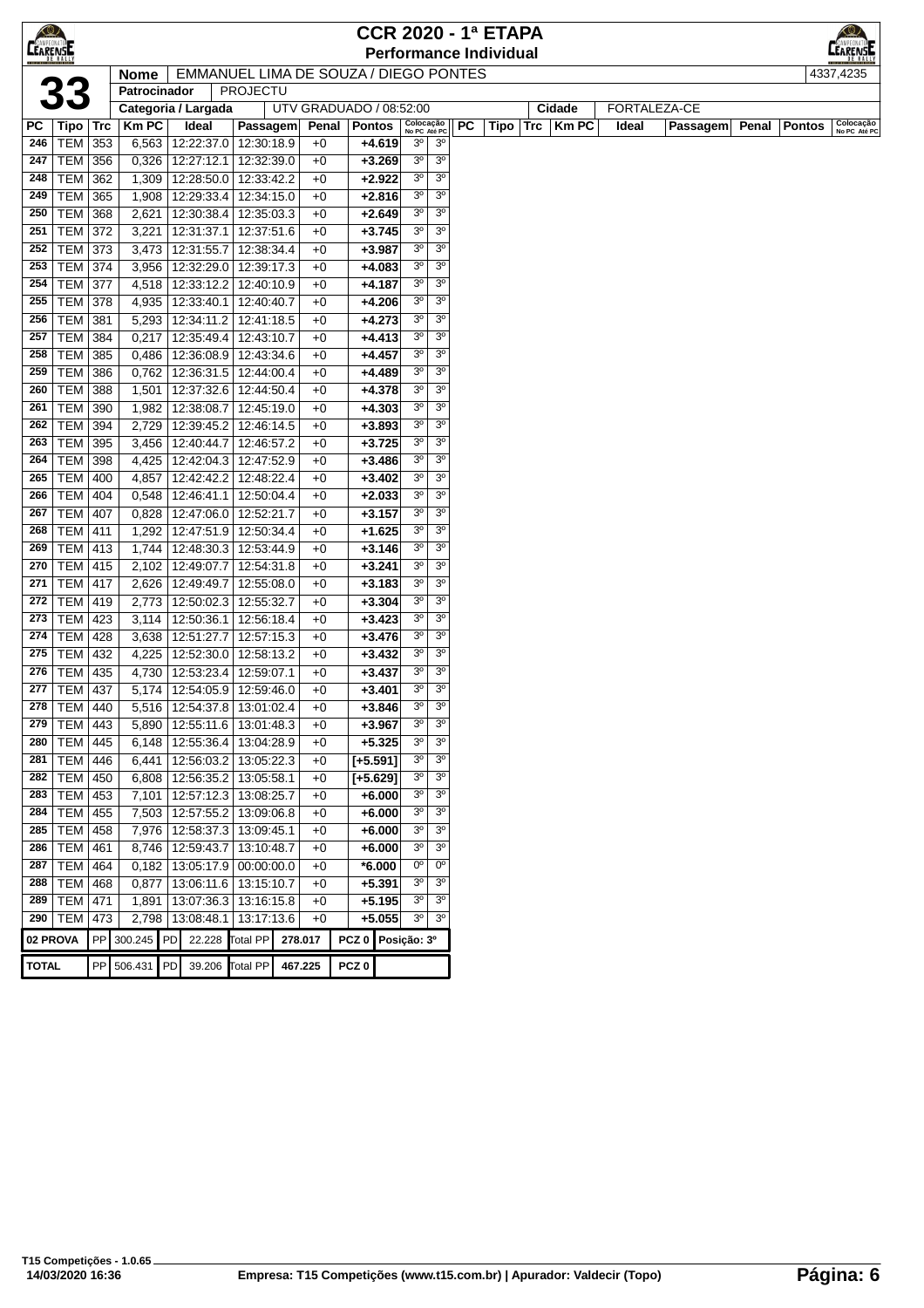# CCR 2020 - 1ª ETAPA

## Performance Individual

| | | |
|---|---|---|
| **33** | **Nome** | EMMANUEL LIMA DE SOUZA / DIEGO PONTES | 4337,4235 |
| | **Patrocinador** | PROJECTU |
| | **Categoria / Largada** | UTV GRADUADO / 08:52:00 | **Cidade** | FORTALEZA-CE |

| PC | Tipo | Trc | Km PC | Ideal | Passagem | Penal | Pontos | Colocação No PC | Colocação Até PC |
|---|---|---|---|---|---|---|---|---|---|
| 246 | TEM | 353 | 6,563 | 12:22:37.0 | 12:30:18.9 | +0 | +4.619 | 3º | 3º |
| 247 | TEM | 356 | 0,326 | 12:27:12.1 | 12:32:39.0 | +0 | +3.269 | 3º | 3º |
| 248 | TEM | 362 | 1,309 | 12:28:50.0 | 12:33:42.2 | +0 | +2.922 | 3º | 3º |
| 249 | TEM | 365 | 1,908 | 12:29:33.4 | 12:34:15.0 | +0 | +2.816 | 3º | 3º |
| 250 | TEM | 368 | 2,621 | 12:30:38.4 | 12:35:03.3 | +0 | +2.649 | 3º | 3º |
| 251 | TEM | 372 | 3,221 | 12:31:37.1 | 12:37:51.6 | +0 | +3.745 | 3º | 3º |
| 252 | TEM | 373 | 3,473 | 12:31:55.7 | 12:38:34.4 | +0 | +3.987 | 3º | 3º |
| 253 | TEM | 374 | 3,956 | 12:32:29.0 | 12:39:17.3 | +0 | +4.083 | 3º | 3º |
| 254 | TEM | 377 | 4,518 | 12:33:12.2 | 12:40:10.9 | +0 | +4.187 | 3º | 3º |
| 255 | TEM | 378 | 4,935 | 12:33:40.1 | 12:40:40.7 | +0 | +4.206 | 3º | 3º |
| 256 | TEM | 381 | 5,293 | 12:34:11.2 | 12:41:18.5 | +0 | +4.273 | 3º | 3º |
| 257 | TEM | 384 | 0,217 | 12:35:49.4 | 12:43:10.7 | +0 | +4.413 | 3º | 3º |
| 258 | TEM | 385 | 0,486 | 12:36:08.9 | 12:43:34.6 | +0 | +4.457 | 3º | 3º |
| 259 | TEM | 386 | 0,762 | 12:36:31.5 | 12:44:00.4 | +0 | +4.489 | 3º | 3º |
| 260 | TEM | 388 | 1,501 | 12:37:32.6 | 12:44:50.4 | +0 | +4.378 | 3º | 3º |
| 261 | TEM | 390 | 1,982 | 12:38:08.7 | 12:45:19.0 | +0 | +4.303 | 3º | 3º |
| 262 | TEM | 394 | 2,729 | 12:39:45.2 | 12:46:14.5 | +0 | +3.893 | 3º | 3º |
| 263 | TEM | 395 | 3,456 | 12:40:44.7 | 12:46:57.2 | +0 | +3.725 | 3º | 3º |
| 264 | TEM | 398 | 4,425 | 12:42:04.3 | 12:47:52.9 | +0 | +3.486 | 3º | 3º |
| 265 | TEM | 400 | 4,857 | 12:42:42.2 | 12:48:22.4 | +0 | +3.402 | 3º | 3º |
| 266 | TEM | 404 | 0,548 | 12:46:41.1 | 12:50:04.4 | +0 | +2.033 | 3º | 3º |
| 267 | TEM | 407 | 0,828 | 12:47:06.0 | 12:52:21.7 | +0 | +3.157 | 3º | 3º |
| 268 | TEM | 411 | 1,292 | 12:47:51.9 | 12:50:34.4 | +0 | +1.625 | 3º | 3º |
| 269 | TEM | 413 | 1,744 | 12:48:30.3 | 12:53:44.9 | +0 | +3.146 | 3º | 3º |
| 270 | TEM | 415 | 2,102 | 12:49:07.7 | 12:54:31.8 | +0 | +3.241 | 3º | 3º |
| 271 | TEM | 417 | 2,626 | 12:49:49.7 | 12:55:08.0 | +0 | +3.183 | 3º | 3º |
| 272 | TEM | 419 | 2,773 | 12:50:02.3 | 12:55:32.7 | +0 | +3.304 | 3º | 3º |
| 273 | TEM | 423 | 3,114 | 12:50:36.1 | 12:56:18.4 | +0 | +3.423 | 3º | 3º |
| 274 | TEM | 428 | 3,638 | 12:51:27.7 | 12:57:15.3 | +0 | +3.476 | 3º | 3º |
| 275 | TEM | 432 | 4,225 | 12:52:30.0 | 12:58:13.2 | +0 | +3.432 | 3º | 3º |
| 276 | TEM | 435 | 4,730 | 12:53:23.4 | 12:59:07.1 | +0 | +3.437 | 3º | 3º |
| 277 | TEM | 437 | 5,174 | 12:54:05.9 | 12:59:46.0 | +0 | +3.401 | 3º | 3º |
| 278 | TEM | 440 | 5,516 | 12:54:37.8 | 13:01:02.4 | +0 | +3.846 | 3º | 3º |
| 279 | TEM | 443 | 5,890 | 12:55:11.6 | 13:01:48.3 | +0 | +3.967 | 3º | 3º |
| 280 | TEM | 445 | 6,148 | 12:55:36.4 | 13:04:28.9 | +0 | +5.325 | 3º | 3º |
| 281 | TEM | 446 | 6,441 | 12:56:03.2 | 13:05:22.3 | +0 | [+5.591] | 3º | 3º |
| 282 | TEM | 450 | 6,808 | 12:56:35.2 | 13:05:58.1 | +0 | [+5.629] | 3º | 3º |
| 283 | TEM | 453 | 7,101 | 12:57:12.3 | 13:08:25.7 | +0 | +6.000 | 3º | 3º |
| 284 | TEM | 455 | 7,503 | 12:57:55.2 | 13:09:06.8 | +0 | +6.000 | 3º | 3º |
| 285 | TEM | 458 | 7,976 | 12:58:37.3 | 13:09:45.1 | +0 | +6.000 | 3º | 3º |
| 286 | TEM | 461 | 8,746 | 12:59:43.7 | 13:10:48.7 | +0 | +6.000 | 3º | 3º |
| 287 | TEM | 464 | 0,182 | 13:05:17.9 | 00:00:00.0 | +0 | *6.000 | 0º | 0º |
| 288 | TEM | 468 | 0,877 | 13:06:11.6 | 13:15:10.7 | +0 | +5.391 | 3º | 3º |
| 289 | TEM | 471 | 1,891 | 13:07:36.3 | 13:16:15.8 | +0 | +5.195 | 3º | 3º |
| 290 | TEM | 473 | 2,798 | 13:08:48.1 | 13:17:13.6 | +0 | +5.055 | 3º | 3º |
| **02 PROVA** | PP | 300.245 | PD | 22.228 | Total PP | 278.017 | PCZ 0 | Posição: 3º | |
| **TOTAL** | PP | 506.431 | PD | 39.206 | Total PP | 467.225 | PCZ 0 | | |

T15 Competições - 1.0.65
14/03/2020 16:36
Empresa: T15 Competições (www.t15.com.br) | Apurador: Valdecir (Topo)